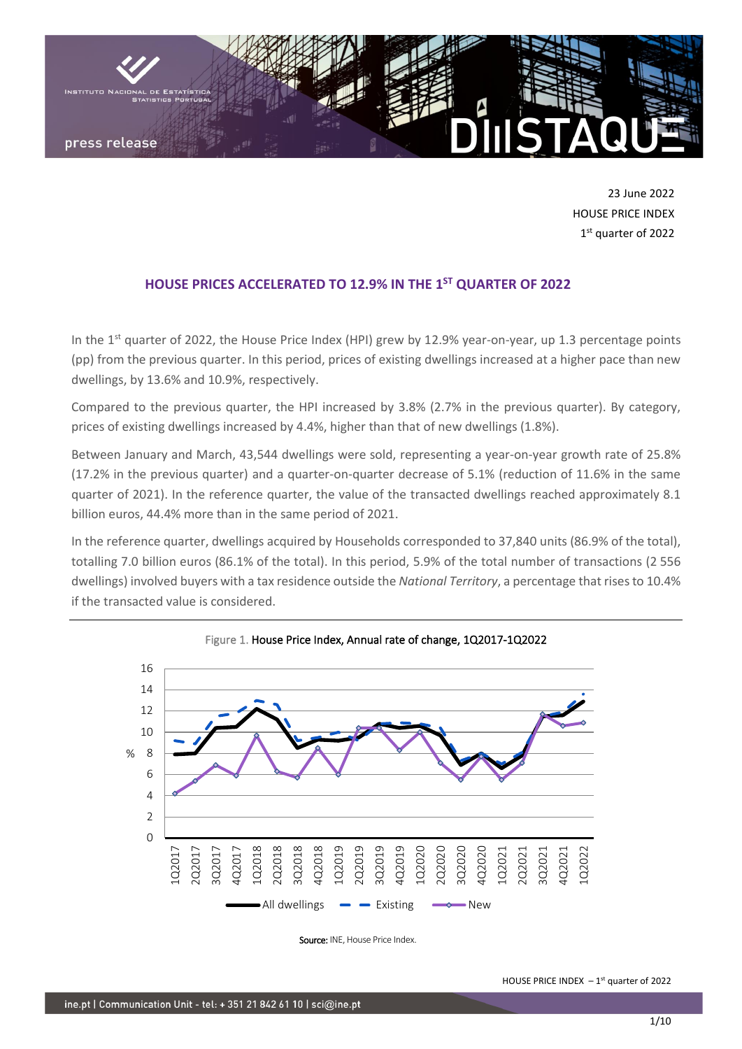23 June 2022

HOUSE PRICE INDEX

1st quarter of 2022

## HOUSE PRICES ACCELERATED TO 12.9% IN THE 1ST QUARTER OF 2022

In the 1st quarter of 2022, the House Price Index (HPI) grew by 12.9% year-on-year, up 1.3 percentage points (pp) from the previous quarter. In this period, prices of existing dwellings increased at a higher pace than new dwellings, by 13.6% and 10.9%, respectively.

Compared to the previous quarter, the HPI increased by 3.8% (2.7% in the previous quarter). By category, prices of existing dwellings increased by 4.4%, higher than that of new dwellings (1.8%).

Between January and March, 43,544 dwellings were sold, representing a year-on-year growth rate of 25.8% (17.2% in the previous quarter) and a quarter-on-quarter decrease of 5.1% (reduction of 11.6% in the same quarter of 2021). In the reference quarter, the value of the transacted dwellings reached approximately 8.1 billion euros, 44.4% more than in the same period of 2021.

In the reference quarter, dwellings acquired by Households corresponded to 37,840 units (86.9% of the total), totalling 7.0 billion euros (86.1% of the total). In this period, 5.9% of the total number of transactions (2 556 dwellings) involved buyers with a tax residence outside the *National Territory*, a percentage that rises to 10.4% if the transacted value is considered.

Figure 1. House Price Index, Annual rate of change, 1Q2017-1Q2022

Source: INE, House Price Index.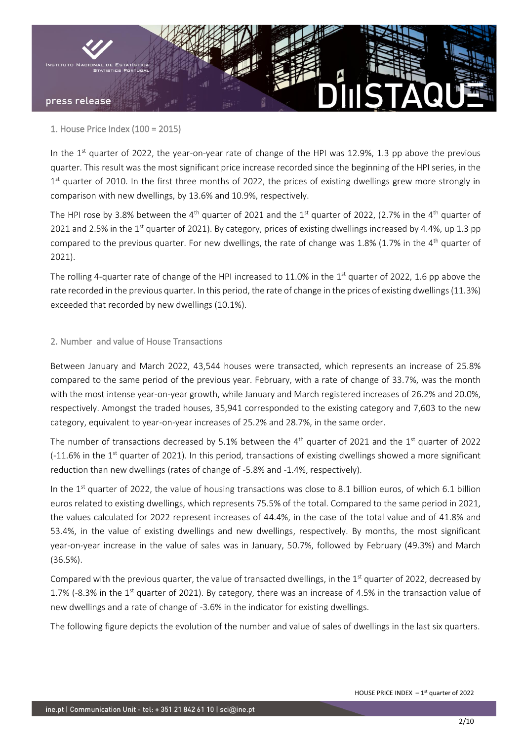## 1. House Price Index (100 = 2015)

In the 1st quarter of 2022, the year-on-year rate of change of the HPI was 12.9%, 1.3 pp above the previous quarter. This result was the most significant price increase recorded since the beginning of the HPI series, in the 1st quarter of 2010. In the first three months of 2022, the prices of existing dwellings grew more strongly in comparison with new dwellings, by 13.6% and 10.9%, respectively.

The HPI rose by 3.8% between the 4th quarter of 2021 and the 1st quarter of 2022, (2.7% in the 4th quarter of 2021 and 2.5% in the 1st quarter of 2021). By category, prices of existing dwellings increased by 4.4%, up 1.3 pp compared to the previous quarter. For new dwellings, the rate of change was 1.8% (1.7% in the 4th quarter of 2021).

The rolling 4-quarter rate of change of the HPI increased to 11.0% in the 1st quarter of 2022, 1.6 pp above the rate recorded in the previous quarter. In this period, the rate of change in the prices of existing dwellings (11.3%) exceeded that recorded by new dwellings (10.1%).

## 2. Number and value of House Transactions

Between January and March 2022, 43,544 houses were transacted, which represents an increase of 25.8% compared to the same period of the previous year. February, with a rate of change of 33.7%, was the month with the most intense year-on-year growth, while January and March registered increases of 26.2% and 20.0%, respectively. Amongst the traded houses, 35,941 corresponded to the existing category and 7,603 to the new category, equivalent to year-on-year increases of 25.2% and 28.7%, in the same order.

The number of transactions decreased by 5.1% between the 4th quarter of 2021 and the 1st quarter of 2022 (-11.6% in the 1st quarter of 2021). In this period, transactions of existing dwellings showed a more significant reduction than new dwellings (rates of change of -5.8% and -1.4%, respectively).

In the 1st quarter of 2022, the value of housing transactions was close to 8.1 billion euros, of which 6.1 billion euros related to existing dwellings, which represents 75.5% of the total. Compared to the same period in 2021, the values calculated for 2022 represent increases of 44.4%, in the case of the total value and of 41.8% and 53.4%, in the value of existing dwellings and new dwellings, respectively. By months, the most significant year-on-year increase in the value of sales was in January, 50.7%, followed by February (49.3%) and March (36.5%).

Compared with the previous quarter, the value of transacted dwellings, in the 1st quarter of 2022, decreased by 1.7% (-8.3% in the 1st quarter of 2021). By category, there was an increase of 4.5% in the transaction value of new dwellings and a rate of change of -3.6% in the indicator for existing dwellings.

The following figure depicts the evolution of the number and value of sales of dwellings in the last six quarters.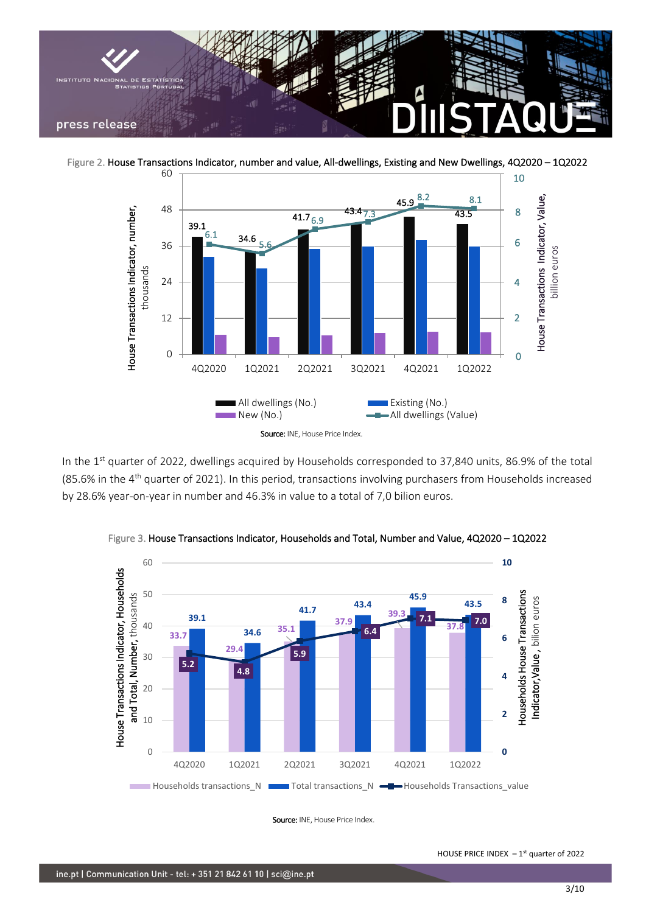Figure 2. House Transactions Indicator, number and value, All-dwellings, Existing and New Dwellings, 4Q2020 – 1Q2022

| | 4Q2020 | 1Q2021 | 2Q2021 | 3Q2021 | 4Q2021 | 1Q2022 |
|---|---|---|---|---|---|---|
| All dwellings (No., thousands) | 39.1 | 34.6 | 41.7 | 43.4 | 45.9 | 43.5 |
| All dwellings (Value, billion euros) | 6.1 | 5.6 | 6.9 | 7.3 | 8.2 | 8.1 |

Source: INE, House Price Index.

In the 1st quarter of 2022, dwellings acquired by Households corresponded to 37,840 units, 86.9% of the total (85.6% in the 4th quarter of 2021). In this period, transactions involving purchasers from Households increased by 28.6% year-on-year in number and 46.3% in value to a total of 7,0 bilion euros.

Figure 3. House Transactions Indicator, Households and Total, Number and Value, 4Q2020 – 1Q2022

| | 4Q2020 | 1Q2021 | 2Q2021 | 3Q2021 | 4Q2021 | 1Q2022 |
|---|---|---|---|---|---|---|
| Households transactions_N (thousands) | 33.7 | 29.4 | 35.1 | 37.9 | 39.3 | 37.8 |
| Total transactions_N (thousands) | 39.1 | 34.6 | 41.7 | 43.4 | 45.9 | 43.5 |
| Households Transactions_value (billion euros) | 5.2 | 4.8 | 5.9 | 6.4 | 7.1 | 7.0 |

Source: INE, House Price Index.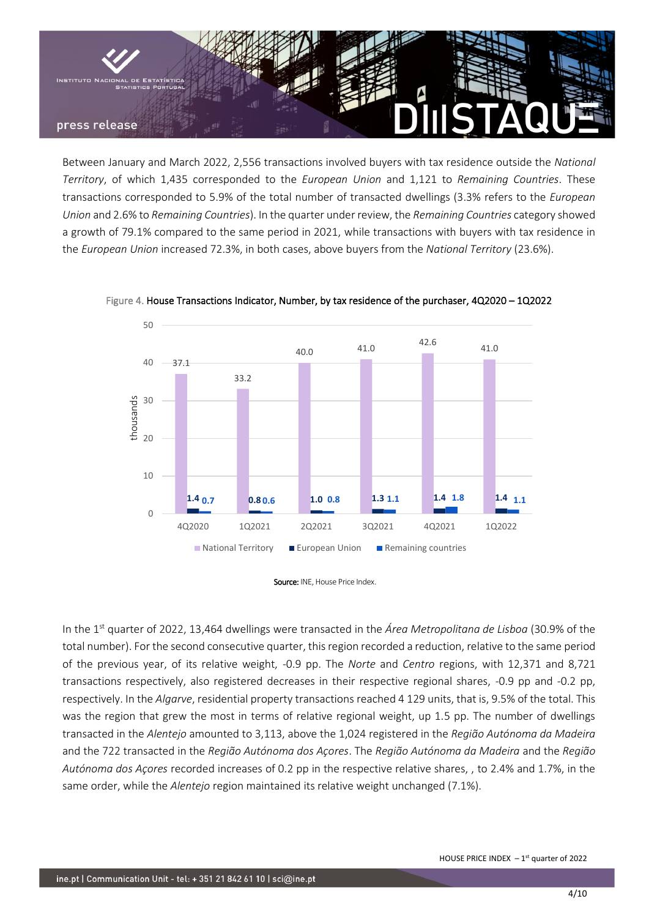Between January and March 2022, 2,556 transactions involved buyers with tax residence outside the *National Territory*, of which 1,435 corresponded to the *European Union* and 1,121 to *Remaining Countries*. These transactions corresponded to 5.9% of the total number of transacted dwellings (3.3% refers to the *European Union* and 2.6% to *Remaining Countries*). In the quarter under review, the *Remaining Countries* category showed a growth of 79.1% compared to the same period in 2021, while transactions with buyers with tax residence in the *European Union* increased 72.3%, in both cases, above buyers from the *National Territory* (23.6%).

Figure 4. **House Transactions Indicator, Number, by tax residence of the purchaser, 4Q2020 – 1Q2022**

| thousands | 4Q2020 | 1Q2021 | 2Q2021 | 3Q2021 | 4Q2021 | 1Q2022 |
|---|---|---|---|---|---|---|
| National Territory | 37.1 | 33.2 | 40.0 | 41.0 | 42.6 | 41.0 |
| European Union | 1.4 | 0.8 | 1.0 | 1.3 | 1.4 | 1.4 |
| Remaining countries | 0.7 | 0.6 | 0.8 | 1.1 | 1.8 | 1.1 |

**Source:** INE, House Price Index.

In the 1st quarter of 2022, 13,464 dwellings were transacted in the *Área Metropolitana de Lisboa* (30.9% of the total number). For the second consecutive quarter, this region recorded a reduction, relative to the same period of the previous year, of its relative weight, -0.9 pp. The *Norte* and *Centro* regions, with 12,371 and 8,721 transactions respectively, also registered decreases in their respective regional shares, -0.9 pp and -0.2 pp, respectively. In the *Algarve*, residential property transactions reached 4 129 units, that is, 9.5% of the total. This was the region that grew the most in terms of relative regional weight, up 1.5 pp. The number of dwellings transacted in the *Alentejo* amounted to 3,113, above the 1,024 registered in the *Região Autónoma da Madeira* and the 722 transacted in the *Região Autónoma dos Açores*. The *Região Autónoma da Madeira* and the *Região Autónoma dos Açores* recorded increases of 0.2 pp in the respective relative shares, , to 2.4% and 1.7%, in the same order, while the *Alentejo* region maintained its relative weight unchanged (7.1%).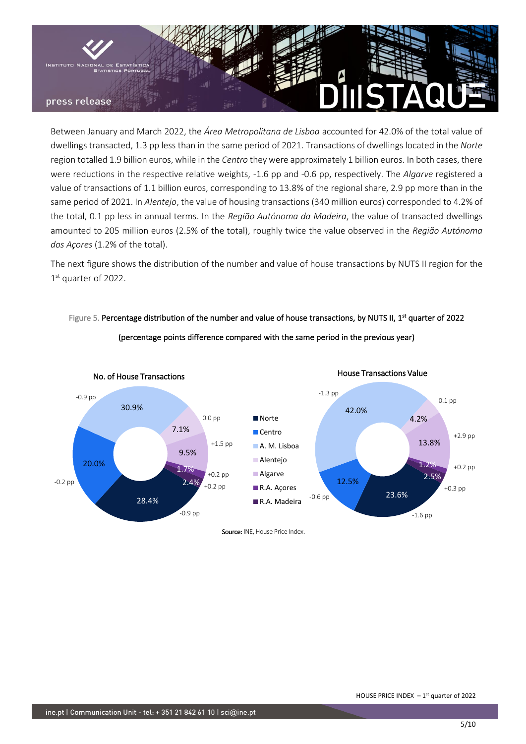Between January and March 2022, the *Área Metropolitana de Lisboa* accounted for 42.0% of the total value of dwellings transacted, 1.3 pp less than in the same period of 2021. Transactions of dwellings located in the *Norte* region totalled 1.9 billion euros, while in the *Centro* they were approximately 1 billion euros. In both cases, there were reductions in the respective relative weights, -1.6 pp and -0.6 pp, respectively. The *Algarve* registered a value of transactions of 1.1 billion euros, corresponding to 13.8% of the regional share, 2.9 pp more than in the same period of 2021. In *Alentejo*, the value of housing transactions (340 million euros) corresponded to 4.2% of the total, 0.1 pp less in annual terms. In the *Região Autónoma da Madeira*, the value of transacted dwellings amounted to 205 million euros (2.5% of the total), roughly twice the value observed in the *Região Autónoma dos Açores* (1.2% of the total).

The next figure shows the distribution of the number and value of house transactions by NUTS II region for the 1st quarter of 2022.

Figure 5. **Percentage distribution of the number and value of house transactions, by NUTS II, 1st quarter of 2022**

**(percentage points difference compared with the same period in the previous year)**

| Region | No. of House Transactions | Difference | House Transactions Value | Difference |
|---|---|---|---|---|
| Norte | 28.4% | -0.9 pp | 23.6% | -1.6 pp |
| Centro | 20.0% | -0.2 pp | 12.5% | -0.6 pp |
| A. M. Lisboa | 30.9% | -0.9 pp | 42.0% | -1.3 pp |
| Alentejo | 7.1% | 0.0 pp | 4.2% | -0.1 pp |
| Algarve | 9.5% | +1.5 pp | 13.8% | +2.9 pp |
| R.A. Açores | 1.7% | +0.2 pp | 1.2% | +0.2 pp |
| R.A. Madeira | 2.4% | +0.2 pp | 2.5% | +0.3 pp |

**Source:** INE, House Price Index.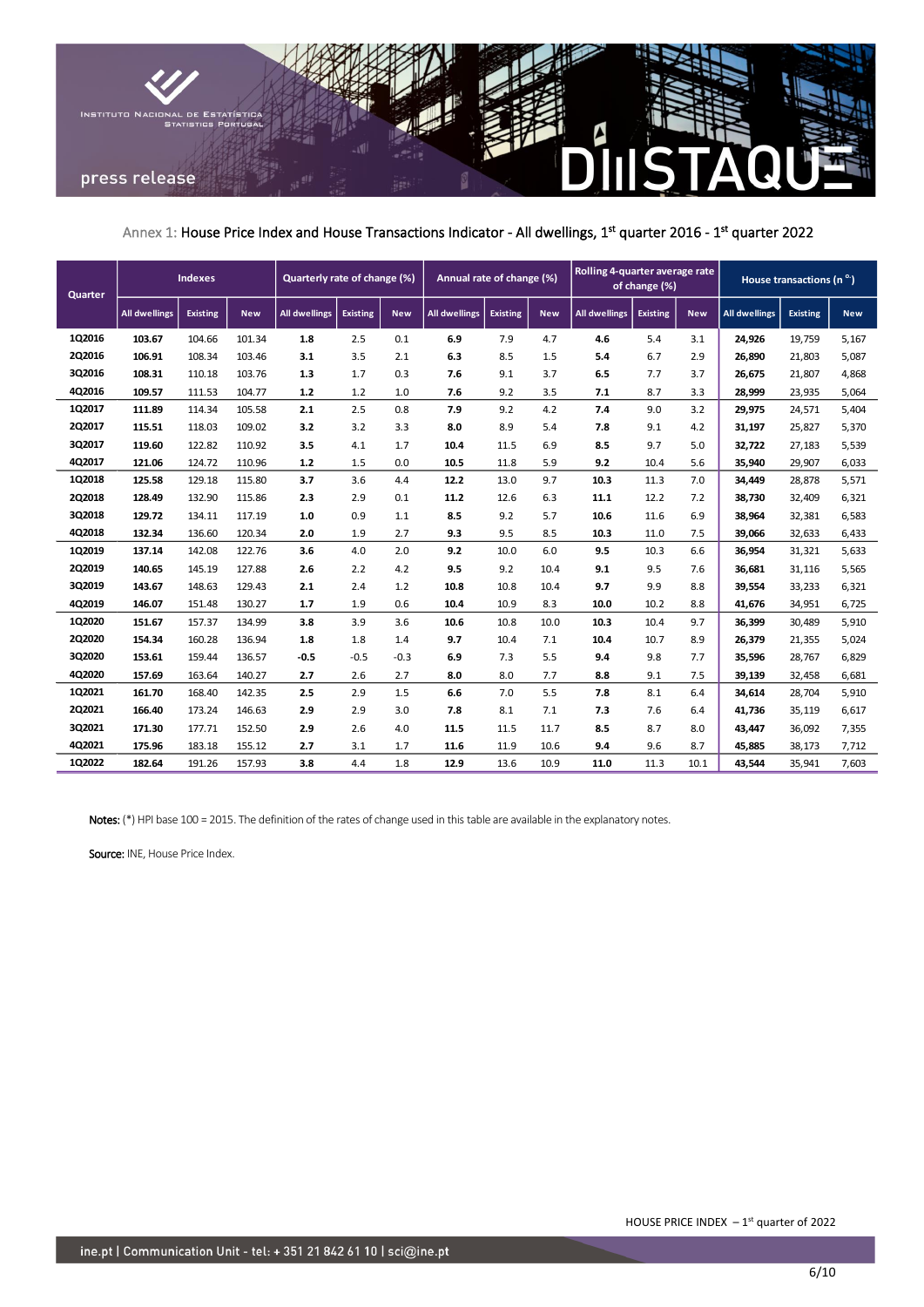Annex 1: House Price Index and House Transactions Indicator - All dwellings, 1st quarter 2016 - 1st quarter 2022

| Quarter | Indexes | | | Quarterly rate of change (%) | | | Annual rate of change (%) | | | Rolling 4-quarter average rate of change (%) | | | House transactions (n.º) | | |
|---|---|---|---|---|---|---|---|---|---|---|---|---|---|---|---|
| | All dwellings | Existing | New | All dwellings | Existing | New | All dwellings | Existing | New | All dwellings | Existing | New | All dwellings | Existing | New |
| 1Q2016 | **103.67** | 104.66 | 101.34 | **1.8** | 2.5 | 0.1 | **6.9** | 7.9 | 4.7 | **4.6** | 5.4 | 3.1 | **24,926** | 19,759 | 5,167 |
| 2Q2016 | **106.91** | 108.34 | 103.46 | **3.1** | 3.5 | 2.1 | **6.3** | 8.5 | 1.5 | **5.4** | 6.7 | 2.9 | **26,890** | 21,803 | 5,087 |
| 3Q2016 | **108.31** | 110.18 | 103.76 | **1.3** | 1.7 | 0.3 | **7.6** | 9.1 | 3.7 | **6.5** | 7.7 | 3.7 | **26,675** | 21,807 | 4,868 |
| 4Q2016 | **109.57** | 111.53 | 104.77 | **1.2** | 1.2 | 1.0 | **7.6** | 9.2 | 3.5 | **7.1** | 8.7 | 3.3 | **28,999** | 23,935 | 5,064 |
| 1Q2017 | **111.89** | 114.34 | 105.58 | **2.1** | 2.5 | 0.8 | **7.9** | 9.2 | 4.2 | **7.4** | 9.0 | 3.2 | **29,975** | 24,571 | 5,404 |
| 2Q2017 | **115.51** | 118.03 | 109.02 | **3.2** | 3.2 | 3.3 | **8.0** | 8.9 | 5.4 | **7.8** | 9.1 | 4.2 | **31,197** | 25,827 | 5,370 |
| 3Q2017 | **119.60** | 122.82 | 110.92 | **3.5** | 4.1 | 1.7 | **10.4** | 11.5 | 6.9 | **8.5** | 9.7 | 5.0 | **32,722** | 27,183 | 5,539 |
| 4Q2017 | **121.06** | 124.72 | 110.96 | **1.2** | 1.5 | 0.0 | **10.5** | 11.8 | 5.9 | **9.2** | 10.4 | 5.6 | **35,940** | 29,907 | 6,033 |
| 1Q2018 | **125.58** | 129.18 | 115.80 | **3.7** | 3.6 | 4.4 | **12.2** | 13.0 | 9.7 | **10.3** | 11.3 | 7.0 | **34,449** | 28,878 | 5,571 |
| 2Q2018 | **128.49** | 132.90 | 115.86 | **2.3** | 2.9 | 0.1 | **11.2** | 12.6 | 6.3 | **11.1** | 12.2 | 7.2 | **38,730** | 32,409 | 6,321 |
| 3Q2018 | **129.72** | 134.11 | 117.19 | **1.0** | 0.9 | 1.1 | **8.5** | 9.2 | 5.7 | **10.6** | 11.6 | 6.9 | **38,964** | 32,381 | 6,583 |
| 4Q2018 | **132.34** | 136.60 | 120.34 | **2.0** | 1.9 | 2.7 | **9.3** | 9.5 | 8.5 | **10.3** | 11.0 | 7.5 | **39,066** | 32,633 | 6,433 |
| 1Q2019 | **137.14** | 142.08 | 122.76 | **3.6** | 4.0 | 2.0 | **9.2** | 10.0 | 6.0 | **9.5** | 10.3 | 6.6 | **36,954** | 31,321 | 5,633 |
| 2Q2019 | **140.65** | 145.19 | 127.88 | **2.6** | 2.2 | 4.2 | **9.5** | 9.2 | 10.4 | **9.1** | 9.5 | 7.6 | **36,681** | 31,116 | 5,565 |
| 3Q2019 | **143.67** | 148.63 | 129.43 | **2.1** | 2.4 | 1.2 | **10.8** | 10.8 | 10.4 | **9.7** | 9.9 | 8.8 | **39,554** | 33,233 | 6,321 |
| 4Q2019 | **146.07** | 151.48 | 130.27 | **1.7** | 1.9 | 0.6 | **10.4** | 10.9 | 8.3 | **10.0** | 10.2 | 8.8 | **41,676** | 34,951 | 6,725 |
| 1Q2020 | **151.67** | 157.37 | 134.99 | **3.8** | 3.9 | 3.6 | **10.6** | 10.8 | 10.0 | **10.3** | 10.4 | 9.7 | **36,399** | 30,489 | 5,910 |
| 2Q2020 | **154.34** | 160.28 | 136.94 | **1.8** | 1.8 | 1.4 | **9.7** | 10.4 | 7.1 | **10.4** | 10.7 | 8.9 | **26,379** | 21,355 | 5,024 |
| 3Q2020 | **153.61** | 159.44 | 136.57 | **-0.5** | -0.5 | -0.3 | **6.9** | 7.3 | 5.5 | **9.4** | 9.8 | 7.7 | **35,596** | 28,767 | 6,829 |
| 4Q2020 | **157.69** | 163.64 | 140.27 | **2.7** | 2.6 | 2.7 | **8.0** | 8.0 | 7.7 | **8.8** | 9.1 | 7.5 | **39,139** | 32,458 | 6,681 |
| 1Q2021 | **161.70** | 168.40 | 142.35 | **2.5** | 2.9 | 1.5 | **6.6** | 7.0 | 5.5 | **7.8** | 8.1 | 6.4 | **34,614** | 28,704 | 5,910 |
| 2Q2021 | **166.40** | 173.24 | 146.63 | **2.9** | 2.9 | 3.0 | **7.8** | 8.1 | 7.1 | **7.3** | 7.6 | 6.4 | **41,736** | 35,119 | 6,617 |
| 3Q2021 | **171.30** | 177.71 | 152.50 | **2.9** | 2.6 | 4.0 | **11.5** | 11.5 | 11.7 | **8.5** | 8.7 | 8.0 | **43,447** | 36,092 | 7,355 |
| 4Q2021 | **175.96** | 183.18 | 155.12 | **2.7** | 3.1 | 1.7 | **11.6** | 11.9 | 10.6 | **9.4** | 9.6 | 8.7 | **45,885** | 38,173 | 7,712 |
| 1Q2022 | **182.64** | 191.26 | 157.93 | **3.8** | 4.4 | 1.8 | **12.9** | 13.6 | 10.9 | **11.0** | 11.3 | 10.1 | **43,544** | 35,941 | 7,603 |

**Notes:** (*) HPI base 100 = 2015. The definition of the rates of change used in this table are available in the explanatory notes.

**Source:** INE, House Price Index.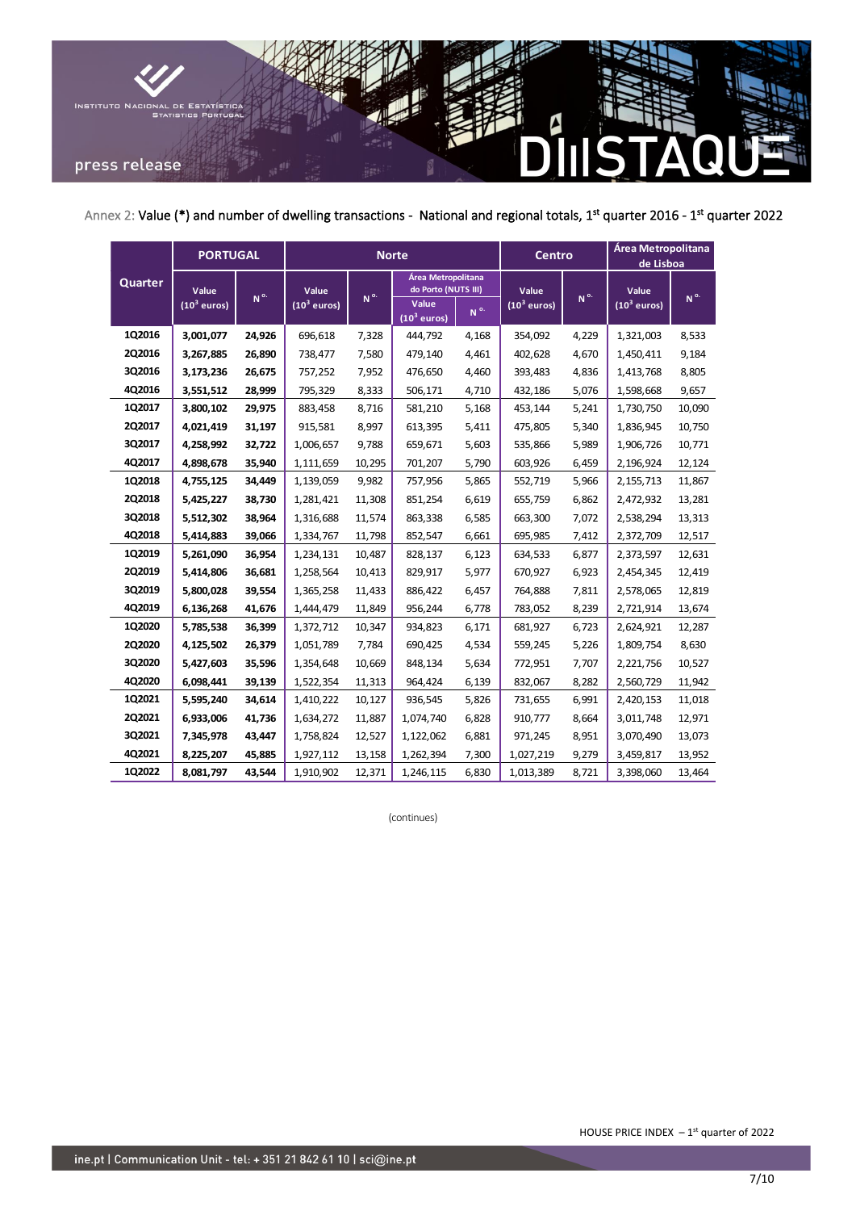Annex 2: Value (*) and number of dwelling transactions - National and regional totals, 1st quarter 2016 - 1st quarter 2022

| Quarter | PORTUGAL | | Norte | | | | Centro | | Área Metropolitana de Lisboa | |
|---|---|---|---|---|---|---|---|---|---|---|
| | | | | | Área Metropolitana do Porto (NUTS III) | | | | | |
| | Value ($10^3$ euros) | N º | Value ($10^3$ euros) | N º | Value ($10^3$ euros) | N º | Value ($10^3$ euros) | N º | Value ($10^3$ euros) | N º |
| 1Q2016 | 3,001,077 | 24,926 | 696,618 | 7,328 | 444,792 | 4,168 | 354,092 | 4,229 | 1,321,003 | 8,533 |
| 2Q2016 | 3,267,885 | 26,890 | 738,477 | 7,580 | 479,140 | 4,461 | 402,628 | 4,670 | 1,450,411 | 9,184 |
| 3Q2016 | 3,173,236 | 26,675 | 757,252 | 7,952 | 476,650 | 4,460 | 393,483 | 4,836 | 1,413,768 | 8,805 |
| 4Q2016 | 3,551,512 | 28,999 | 795,329 | 8,333 | 506,171 | 4,710 | 432,186 | 5,076 | 1,598,668 | 9,657 |
| 1Q2017 | 3,800,102 | 29,975 | 883,458 | 8,716 | 581,210 | 5,168 | 453,144 | 5,241 | 1,730,750 | 10,090 |
| 2Q2017 | 4,021,419 | 31,197 | 915,581 | 8,997 | 613,395 | 5,411 | 475,805 | 5,340 | 1,836,945 | 10,750 |
| 3Q2017 | 4,258,992 | 32,722 | 1,006,657 | 9,788 | 659,671 | 5,603 | 535,866 | 5,989 | 1,906,726 | 10,771 |
| 4Q2017 | 4,898,678 | 35,940 | 1,111,659 | 10,295 | 701,207 | 5,790 | 603,926 | 6,459 | 2,196,924 | 12,124 |
| 1Q2018 | 4,755,125 | 34,449 | 1,139,059 | 9,982 | 757,956 | 5,865 | 552,719 | 5,966 | 2,155,713 | 11,867 |
| 2Q2018 | 5,425,227 | 38,730 | 1,281,421 | 11,308 | 851,254 | 6,619 | 655,759 | 6,862 | 2,472,932 | 13,281 |
| 3Q2018 | 5,512,302 | 38,964 | 1,316,688 | 11,574 | 863,338 | 6,585 | 663,300 | 7,072 | 2,538,294 | 13,313 |
| 4Q2018 | 5,414,883 | 39,066 | 1,334,767 | 11,798 | 852,547 | 6,661 | 695,985 | 7,412 | 2,372,709 | 12,517 |
| 1Q2019 | 5,261,090 | 36,954 | 1,234,131 | 10,487 | 828,137 | 6,123 | 634,533 | 6,877 | 2,373,597 | 12,631 |
| 2Q2019 | 5,414,806 | 36,681 | 1,258,564 | 10,413 | 829,917 | 5,977 | 670,927 | 6,923 | 2,454,345 | 12,419 |
| 3Q2019 | 5,800,028 | 39,554 | 1,365,258 | 11,433 | 886,422 | 6,457 | 764,888 | 7,811 | 2,578,065 | 12,819 |
| 4Q2019 | 6,136,268 | 41,676 | 1,444,479 | 11,849 | 956,244 | 6,778 | 783,052 | 8,239 | 2,721,914 | 13,674 |
| 1Q2020 | 5,785,538 | 36,399 | 1,372,712 | 10,347 | 934,823 | 6,171 | 681,927 | 6,723 | 2,624,921 | 12,287 |
| 2Q2020 | 4,125,502 | 26,379 | 1,051,789 | 7,784 | 690,425 | 4,534 | 559,245 | 5,226 | 1,809,754 | 8,630 |
| 3Q2020 | 5,427,603 | 35,596 | 1,354,648 | 10,669 | 848,134 | 5,634 | 772,951 | 7,707 | 2,221,756 | 10,527 |
| 4Q2020 | 6,098,441 | 39,139 | 1,522,354 | 11,313 | 964,424 | 6,139 | 832,067 | 8,282 | 2,560,729 | 11,942 |
| 1Q2021 | 5,595,240 | 34,614 | 1,410,222 | 10,127 | 936,545 | 5,826 | 731,655 | 6,991 | 2,420,153 | 11,018 |
| 2Q2021 | 6,933,006 | 41,736 | 1,634,272 | 11,887 | 1,074,740 | 6,828 | 910,777 | 8,664 | 3,011,748 | 12,971 |
| 3Q2021 | 7,345,978 | 43,447 | 1,758,824 | 12,527 | 1,122,062 | 6,881 | 971,245 | 8,951 | 3,070,490 | 13,073 |
| 4Q2021 | 8,225,207 | 45,885 | 1,927,112 | 13,158 | 1,262,394 | 7,300 | 1,027,219 | 9,279 | 3,459,817 | 13,952 |
| 1Q2022 | 8,081,797 | 43,544 | 1,910,902 | 12,371 | 1,246,115 | 6,830 | 1,013,389 | 8,721 | 3,398,060 | 13,464 |

(continues)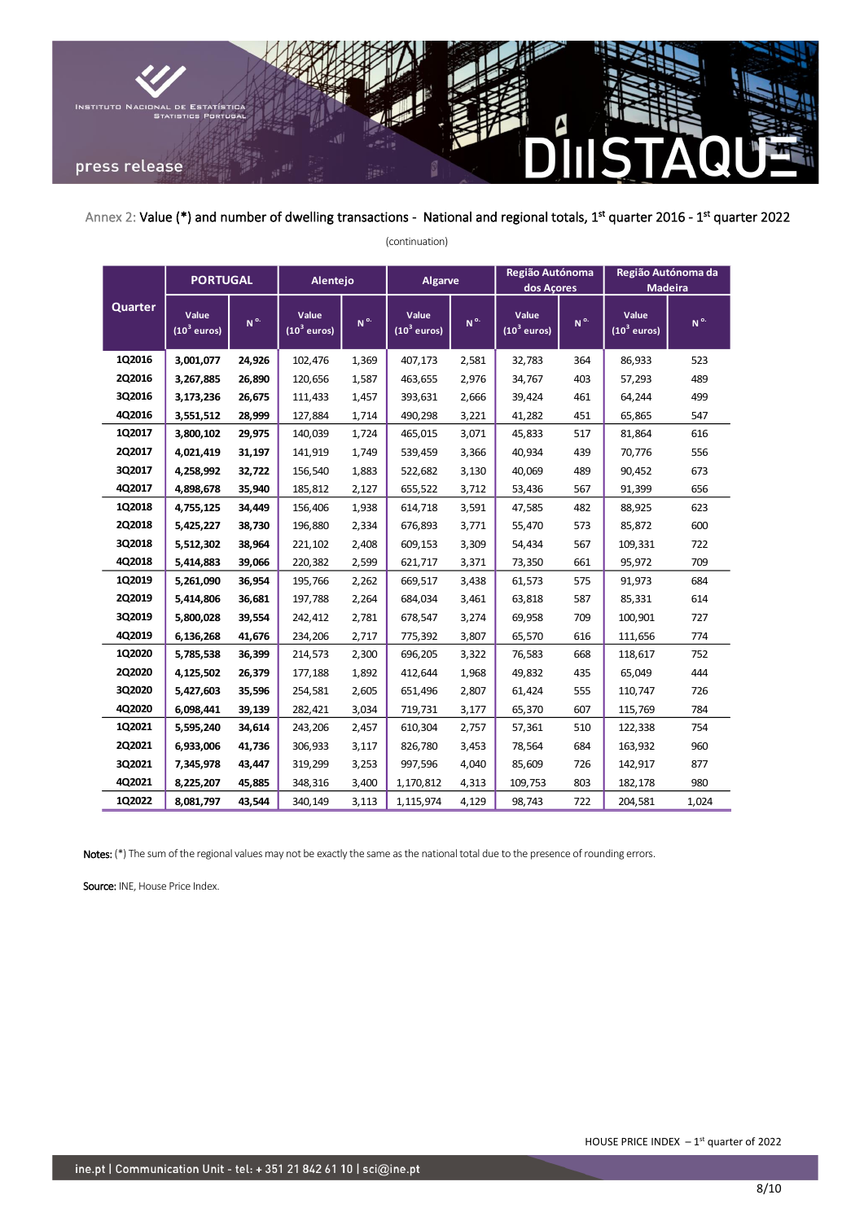Annex 2: Value (*) and number of dwelling transactions - National and regional totals, 1st quarter 2016 - 1st quarter 2022

(continuation)

| Quarter | PORTUGAL | | Alentejo | | Algarve | | Região Autónoma dos Açores | | Região Autónoma da Madeira | |
|---|---|---|---|---|---|---|---|---|---|---|
| | Value ($10^3$ euros) | N.º | Value ($10^3$ euros) | N.º | Value ($10^3$ euros) | N.º | Value ($10^3$ euros) | N.º | Value ($10^3$ euros) | N.º |
| 1Q2016 | **3,001,077** | **24,926** | 102,476 | 1,369 | 407,173 | 2,581 | 32,783 | 364 | 86,933 | 523 |
| 2Q2016 | **3,267,885** | **26,890** | 120,656 | 1,587 | 463,655 | 2,976 | 34,767 | 403 | 57,293 | 489 |
| 3Q2016 | **3,173,236** | **26,675** | 111,433 | 1,457 | 393,631 | 2,666 | 39,424 | 461 | 64,244 | 499 |
| 4Q2016 | **3,551,512** | **28,999** | 127,884 | 1,714 | 490,298 | 3,221 | 41,282 | 451 | 65,865 | 547 |
| 1Q2017 | **3,800,102** | **29,975** | 140,039 | 1,724 | 465,015 | 3,071 | 45,833 | 517 | 81,864 | 616 |
| 2Q2017 | **4,021,419** | **31,197** | 141,919 | 1,749 | 539,459 | 3,366 | 40,934 | 439 | 70,776 | 556 |
| 3Q2017 | **4,258,992** | **32,722** | 156,540 | 1,883 | 522,682 | 3,130 | 40,069 | 489 | 90,452 | 673 |
| 4Q2017 | **4,898,678** | **35,940** | 185,812 | 2,127 | 655,522 | 3,712 | 53,436 | 567 | 91,399 | 656 |
| 1Q2018 | **4,755,125** | **34,449** | 156,406 | 1,938 | 614,718 | 3,591 | 47,585 | 482 | 88,925 | 623 |
| 2Q2018 | **5,425,227** | **38,730** | 196,880 | 2,334 | 676,893 | 3,771 | 55,470 | 573 | 85,872 | 600 |
| 3Q2018 | **5,512,302** | **38,964** | 221,102 | 2,408 | 609,153 | 3,309 | 54,434 | 567 | 109,331 | 722 |
| 4Q2018 | **5,414,883** | **39,066** | 220,382 | 2,599 | 621,717 | 3,371 | 73,350 | 661 | 95,972 | 709 |
| 1Q2019 | **5,261,090** | **36,954** | 195,766 | 2,262 | 669,517 | 3,438 | 61,573 | 575 | 91,973 | 684 |
| 2Q2019 | **5,414,806** | **36,681** | 197,788 | 2,264 | 684,034 | 3,461 | 63,818 | 587 | 85,331 | 614 |
| 3Q2019 | **5,800,028** | **39,554** | 242,412 | 2,781 | 678,547 | 3,274 | 69,958 | 709 | 100,901 | 727 |
| 4Q2019 | **6,136,268** | **41,676** | 234,206 | 2,717 | 775,392 | 3,807 | 65,570 | 616 | 111,656 | 774 |
| 1Q2020 | **5,785,538** | **36,399** | 214,573 | 2,300 | 696,205 | 3,322 | 76,583 | 668 | 118,617 | 752 |
| 2Q2020 | **4,125,502** | **26,379** | 177,188 | 1,892 | 412,644 | 1,968 | 49,832 | 435 | 65,049 | 444 |
| 3Q2020 | **5,427,603** | **35,596** | 254,581 | 2,605 | 651,496 | 2,807 | 61,424 | 555 | 110,747 | 726 |
| 4Q2020 | **6,098,441** | **39,139** | 282,421 | 3,034 | 719,731 | 3,177 | 65,370 | 607 | 115,769 | 784 |
| 1Q2021 | **5,595,240** | **34,614** | 243,206 | 2,457 | 610,304 | 2,757 | 57,361 | 510 | 122,338 | 754 |
| 2Q2021 | **6,933,006** | **41,736** | 306,933 | 3,117 | 826,780 | 3,453 | 78,564 | 684 | 163,932 | 960 |
| 3Q2021 | **7,345,978** | **43,447** | 319,299 | 3,253 | 997,596 | 4,040 | 85,609 | 726 | 142,917 | 877 |
| 4Q2021 | **8,225,207** | **45,885** | 348,316 | 3,400 | 1,170,812 | 4,313 | 109,753 | 803 | 182,178 | 980 |
| 1Q2022 | **8,081,797** | **43,544** | 340,149 | 3,113 | 1,115,974 | 4,129 | 98,743 | 722 | 204,581 | 1,024 |

**Notes:** (*) The sum of the regional values may not be exactly the same as the national total due to the presence of rounding errors.

**Source:** INE, House Price Index.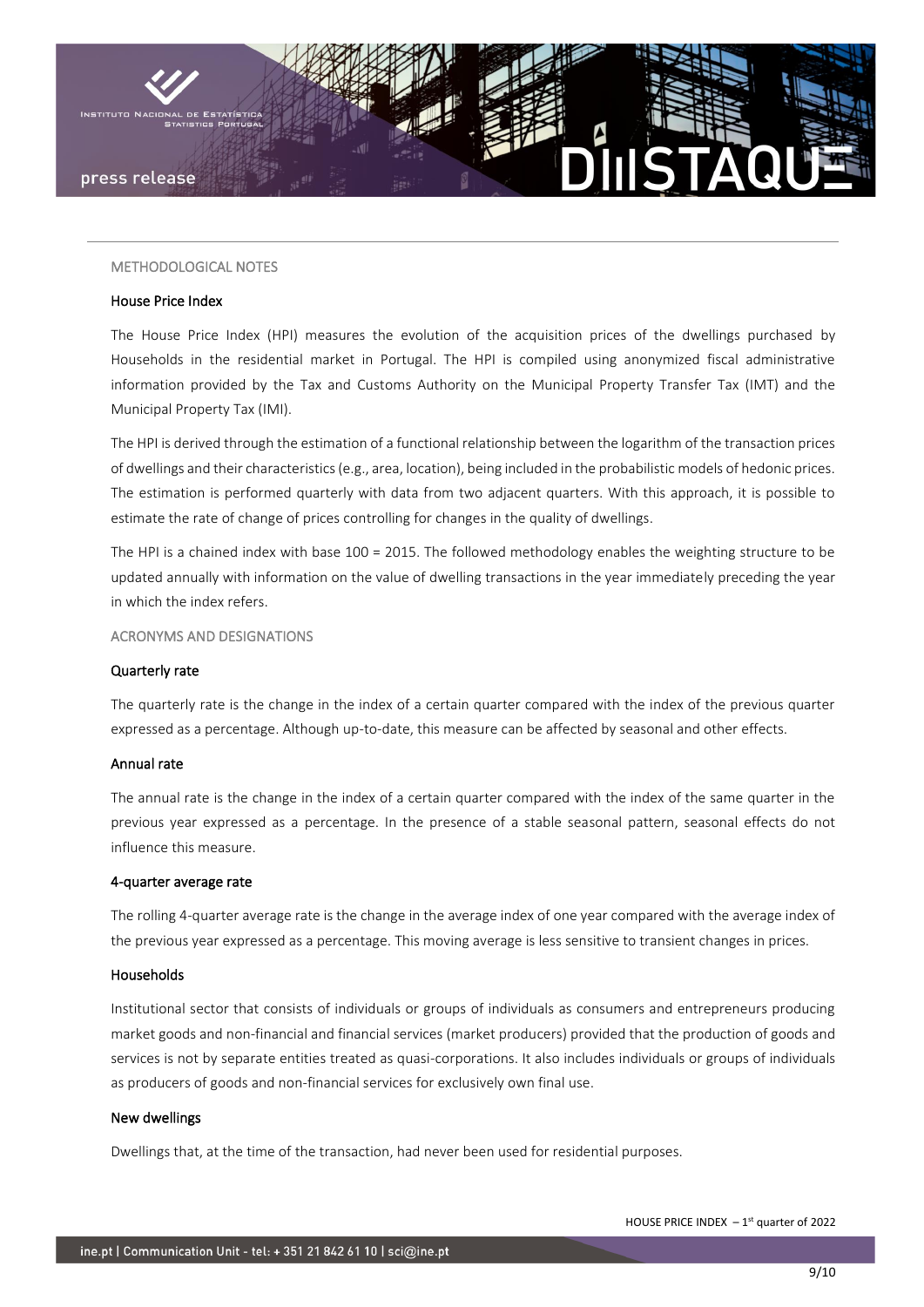## METHODOLOGICAL NOTES

### House Price Index

The House Price Index (HPI) measures the evolution of the acquisition prices of the dwellings purchased by Households in the residential market in Portugal. The HPI is compiled using anonymized fiscal administrative information provided by the Tax and Customs Authority on the Municipal Property Transfer Tax (IMT) and the Municipal Property Tax (IMI).

The HPI is derived through the estimation of a functional relationship between the logarithm of the transaction prices of dwellings and their characteristics (e.g., area, location), being included in the probabilistic models of hedonic prices. The estimation is performed quarterly with data from two adjacent quarters. With this approach, it is possible to estimate the rate of change of prices controlling for changes in the quality of dwellings.

The HPI is a chained index with base 100 = 2015. The followed methodology enables the weighting structure to be updated annually with information on the value of dwelling transactions in the year immediately preceding the year in which the index refers.

## ACRONYMS AND DESIGNATIONS

### Quarterly rate

The quarterly rate is the change in the index of a certain quarter compared with the index of the previous quarter expressed as a percentage. Although up-to-date, this measure can be affected by seasonal and other effects.

### Annual rate

The annual rate is the change in the index of a certain quarter compared with the index of the same quarter in the previous year expressed as a percentage. In the presence of a stable seasonal pattern, seasonal effects do not influence this measure.

### 4-quarter average rate

The rolling 4-quarter average rate is the change in the average index of one year compared with the average index of the previous year expressed as a percentage. This moving average is less sensitive to transient changes in prices.

### Households

Institutional sector that consists of individuals or groups of individuals as consumers and entrepreneurs producing market goods and non-financial and financial services (market producers) provided that the production of goods and services is not by separate entities treated as quasi-corporations. It also includes individuals or groups of individuals as producers of goods and non-financial services for exclusively own final use.

### New dwellings

Dwellings that, at the time of the transaction, had never been used for residential purposes.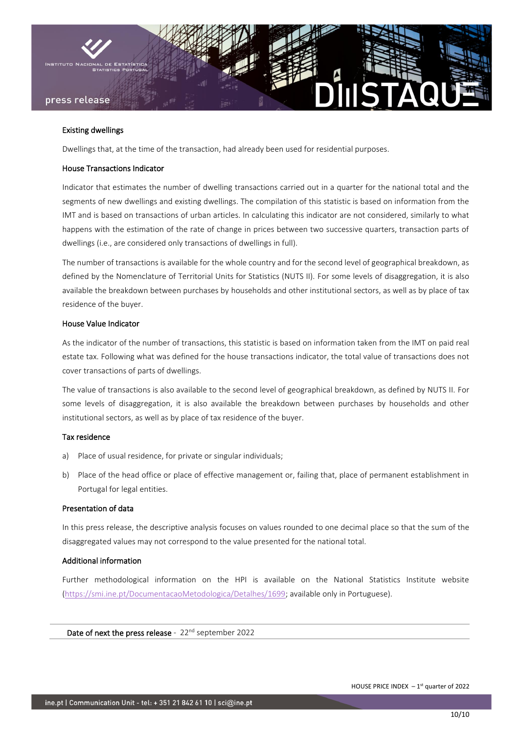### Existing dwellings

Dwellings that, at the time of the transaction, had already been used for residential purposes.

### House Transactions Indicator

Indicator that estimates the number of dwelling transactions carried out in a quarter for the national total and the segments of new dwellings and existing dwellings. The compilation of this statistic is based on information from the IMT and is based on transactions of urban articles. In calculating this indicator are not considered, similarly to what happens with the estimation of the rate of change in prices between two successive quarters, transaction parts of dwellings (i.e., are considered only transactions of dwellings in full).

The number of transactions is available for the whole country and for the second level of geographical breakdown, as defined by the Nomenclature of Territorial Units for Statistics (NUTS II). For some levels of disaggregation, it is also available the breakdown between purchases by households and other institutional sectors, as well as by place of tax residence of the buyer.

### House Value Indicator

As the indicator of the number of transactions, this statistic is based on information taken from the IMT on paid real estate tax. Following what was defined for the house transactions indicator, the total value of transactions does not cover transactions of parts of dwellings.

The value of transactions is also available to the second level of geographical breakdown, as defined by NUTS II. For some levels of disaggregation, it is also available the breakdown between purchases by households and other institutional sectors, as well as by place of tax residence of the buyer.

### Tax residence

a) Place of usual residence, for private or singular individuals;

b) Place of the head office or place of effective management or, failing that, place of permanent establishment in Portugal for legal entities.

### Presentation of data

In this press release, the descriptive analysis focuses on values rounded to one decimal place so that the sum of the disaggregated values may not correspond to the value presented for the national total.

### Additional information

Further methodological information on the HPI is available on the National Statistics Institute website (https://smi.ine.pt/DocumentacaoMetodologica/Detalhes/1699; available only in Portuguese).

**Date of next the press release** - 22nd september 2022